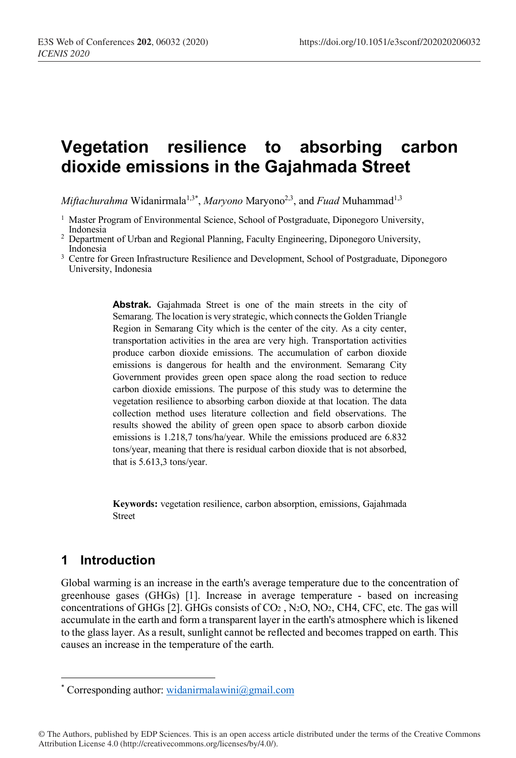# Vegetation resilience to absorbing carbon dioxide emissions in the Gajahmada Street

*Miftachurahma* Widanirmala[1,3*], *Maryono* Maryono[2,3], and *Fuad* Muhammad[1,3]

[1] Master Program of Environmental Science, School of Postgraduate, Diponegoro University, Indonesia
[2] Department of Urban and Regional Planning, Faculty Engineering, Diponegoro University, Indonesia
[3] Centre for Green Infrastructure Resilience and Development, School of Postgraduate, Diponegoro University, Indonesia

**Abstrak.** Gajahmada Street is one of the main streets in the city of Semarang. The location is very strategic, which connects the Golden Triangle Region in Semarang City which is the center of the city. As a city center, transportation activities in the area are very high. Transportation activities produce carbon dioxide emissions. The accumulation of carbon dioxide emissions is dangerous for health and the environment. Semarang City Government provides green open space along the road section to reduce carbon dioxide emissions. The purpose of this study was to determine the vegetation resilience to absorbing carbon dioxide at that location. The data collection method uses literature collection and field observations. The results showed the ability of green open space to absorb carbon dioxide emissions is 1.218,7 tons/ha/year. While the emissions produced are 6.832 tons/year, meaning that there is residual carbon dioxide that is not absorbed, that is 5.613,3 tons/year.

**Keywords:** vegetation resilience, carbon absorption, emissions, Gajahmada Street

## 1 Introduction

Global warming is an increase in the earth's average temperature due to the concentration of greenhouse gases (GHGs) [1]. Increase in average temperature - based on increasing concentrations of GHGs [2]. GHGs consists of $CO_2$ , $N_2O$, $NO_2$, CH4, CFC, etc. The gas will accumulate in the earth and form a transparent layer in the earth's atmosphere which is likened to the glass layer. As a result, sunlight cannot be reflected and becomes trapped on earth. This causes an increase in the temperature of the earth.

* Corresponding author: widanirmalawini@gmail.com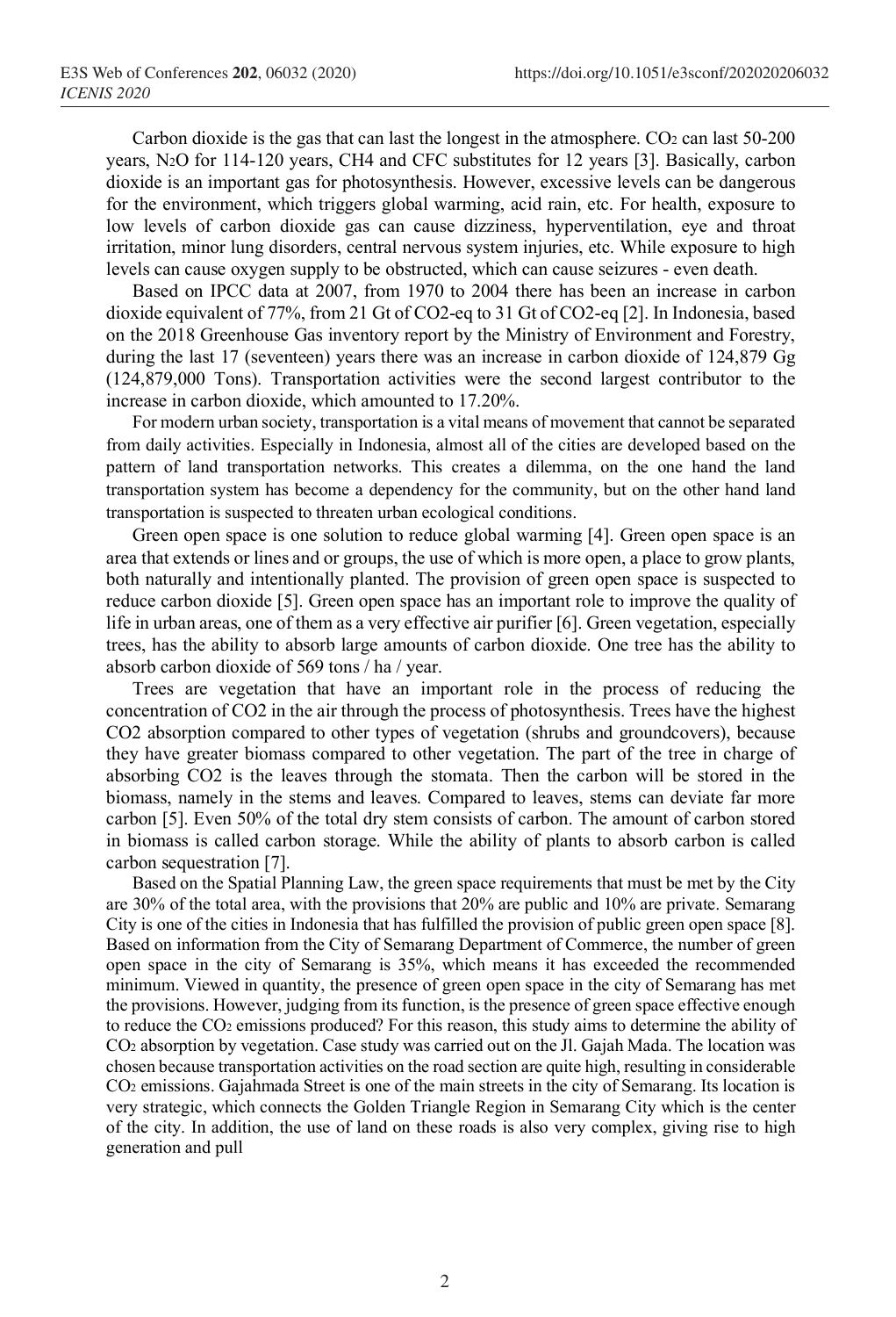Carbon dioxide is the gas that can last the longest in the atmosphere. $CO_2$ can last 50-200 years, $N_2O$ for 114-120 years, $CH_4$ and CFC substitutes for 12 years [3]. Basically, carbon dioxide is an important gas for photosynthesis. However, excessive levels can be dangerous for the environment, which triggers global warming, acid rain, etc. For health, exposure to low levels of carbon dioxide gas can cause dizziness, hyperventilation, eye and throat irritation, minor lung disorders, central nervous system injuries, etc. While exposure to high levels can cause oxygen supply to be obstructed, which can cause seizures - even death.

Based on IPCC data at 2007, from 1970 to 2004 there has been an increase in carbon dioxide equivalent of 77%, from 21 Gt of CO2-eq to 31 Gt of CO2-eq [2]. In Indonesia, based on the 2018 Greenhouse Gas inventory report by the Ministry of Environment and Forestry, during the last 17 (seventeen) years there was an increase in carbon dioxide of 124,879 Gg (124,879,000 Tons). Transportation activities were the second largest contributor to the increase in carbon dioxide, which amounted to 17.20%.

For modern urban society, transportation is a vital means of movement that cannot be separated from daily activities. Especially in Indonesia, almost all of the cities are developed based on the pattern of land transportation networks. This creates a dilemma, on the one hand the land transportation system has become a dependency for the community, but on the other hand land transportation is suspected to threaten urban ecological conditions.

Green open space is one solution to reduce global warming [4]. Green open space is an area that extends or lines and or groups, the use of which is more open, a place to grow plants, both naturally and intentionally planted. The provision of green open space is suspected to reduce carbon dioxide [5]. Green open space has an important role to improve the quality of life in urban areas, one of them as a very effective air purifier [6]. Green vegetation, especially trees, has the ability to absorb large amounts of carbon dioxide. One tree has the ability to absorb carbon dioxide of 569 tons / ha / year.

Trees are vegetation that have an important role in the process of reducing the concentration of CO2 in the air through the process of photosynthesis. Trees have the highest CO2 absorption compared to other types of vegetation (shrubs and groundcovers), because they have greater biomass compared to other vegetation. The part of the tree in charge of absorbing CO2 is the leaves through the stomata. Then the carbon will be stored in the biomass, namely in the stems and leaves. Compared to leaves, stems can deviate far more carbon [5]. Even 50% of the total dry stem consists of carbon. The amount of carbon stored in biomass is called carbon storage. While the ability of plants to absorb carbon is called carbon sequestration [7].

Based on the Spatial Planning Law, the green space requirements that must be met by the City are 30% of the total area, with the provisions that 20% are public and 10% are private. Semarang City is one of the cities in Indonesia that has fulfilled the provision of public green open space [8]. Based on information from the City of Semarang Department of Commerce, the number of green open space in the city of Semarang is 35%, which means it has exceeded the recommended minimum. Viewed in quantity, the presence of green open space in the city of Semarang has met the provisions. However, judging from its function, is the presence of green space effective enough to reduce the $CO_2$ emissions produced? For this reason, this study aims to determine the ability of $CO_2$ absorption by vegetation. Case study was carried out on the Jl. Gajah Mada. The location was chosen because transportation activities on the road section are quite high, resulting in considerable $CO_2$ emissions. Gajahmada Street is one of the main streets in the city of Semarang. Its location is very strategic, which connects the Golden Triangle Region in Semarang City which is the center of the city. In addition, the use of land on these roads is also very complex, giving rise to high generation and pull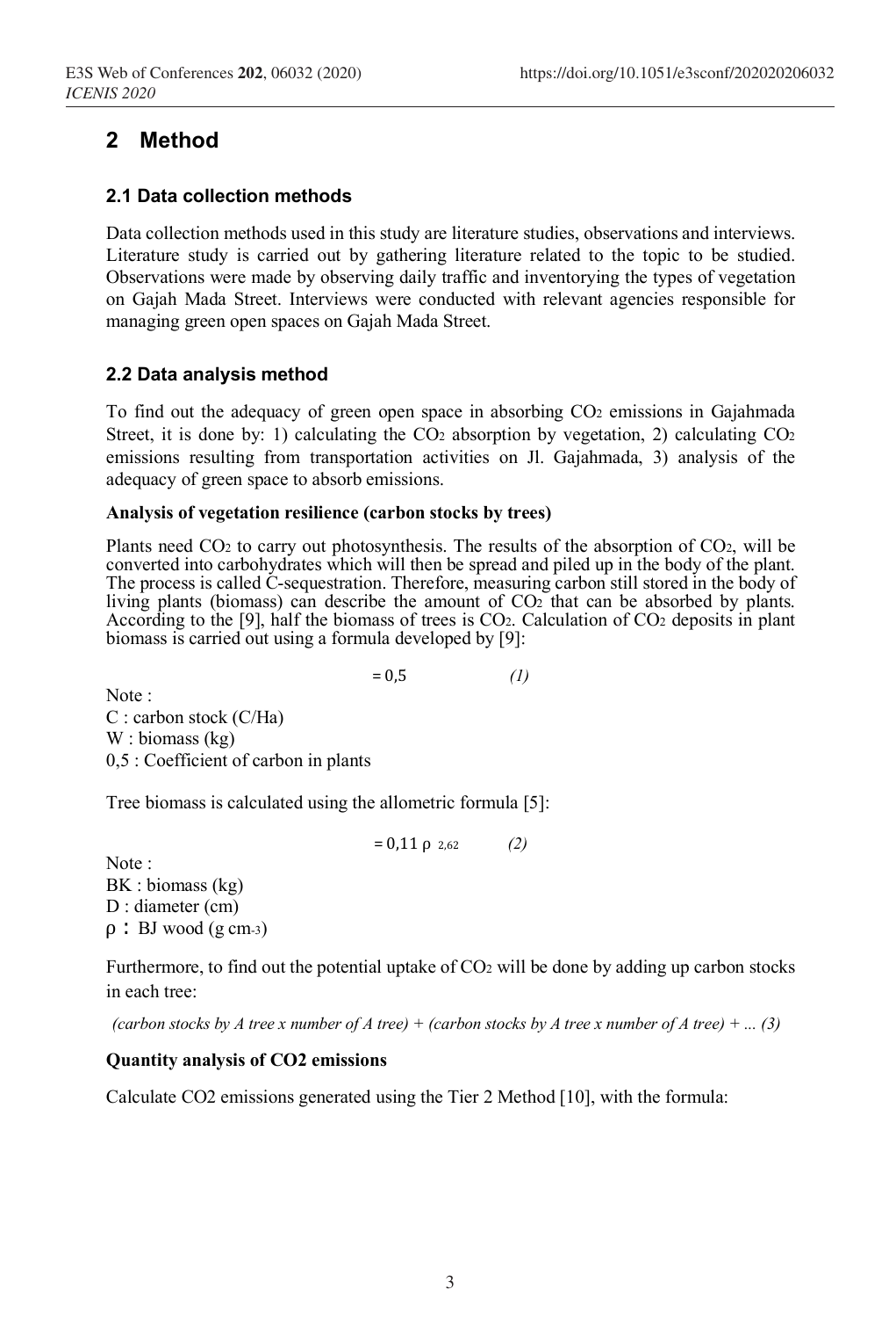## 2 Method

### 2.1 Data collection methods

Data collection methods used in this study are literature studies, observations and interviews. Literature study is carried out by gathering literature related to the topic to be studied. Observations were made by observing daily traffic and inventorying the types of vegetation on Gajah Mada Street. Interviews were conducted with relevant agencies responsible for managing green open spaces on Gajah Mada Street.

### 2.2 Data analysis method

To find out the adequacy of green open space in absorbing $CO_2$ emissions in Gajahmada Street, it is done by: 1) calculating the $CO_2$ absorption by vegetation, 2) calculating $CO_2$ emissions resulting from transportation activities on Jl. Gajahmada, 3) analysis of the adequacy of green space to absorb emissions.

**Analysis of vegetation resilience (carbon stocks by trees)**

Plants need $CO_2$ to carry out photosynthesis. The results of the absorption of $CO_2$, will be converted into carbohydrates which will then be spread and piled up in the body of the plant. The process is called C-sequestration. Therefore, measuring carbon still stored in the body of living plants (biomass) can describe the amount of $CO_2$ that can be absorbed by plants. According to the [9], half the biomass of trees is $CO_2$. Calculation of $CO_2$ deposits in plant biomass is carried out using a formula developed by [9]:

$$= 0{,}5 \qquad (1)$$

Note :
C : carbon stock (C/Ha)
W : biomass (kg)
0,5 : Coefficient of carbon in plants

Tree biomass is calculated using the allometric formula [5]:

$$= 0{,}11\ \rho\ {}^{2{,}62} \qquad (2)$$

Note :
BK : biomass (kg)
D : diameter (cm)
ρ : BJ wood (g $cm^{-3}$)

Furthermore, to find out the potential uptake of $CO_2$ will be done by adding up carbon stocks in each tree:

*(carbon stocks by A tree x number of A tree) + (carbon stocks by A tree x number of A tree) + ... (3)*

**Quantity analysis of CO2 emissions**

Calculate CO2 emissions generated using the Tier 2 Method [10], with the formula: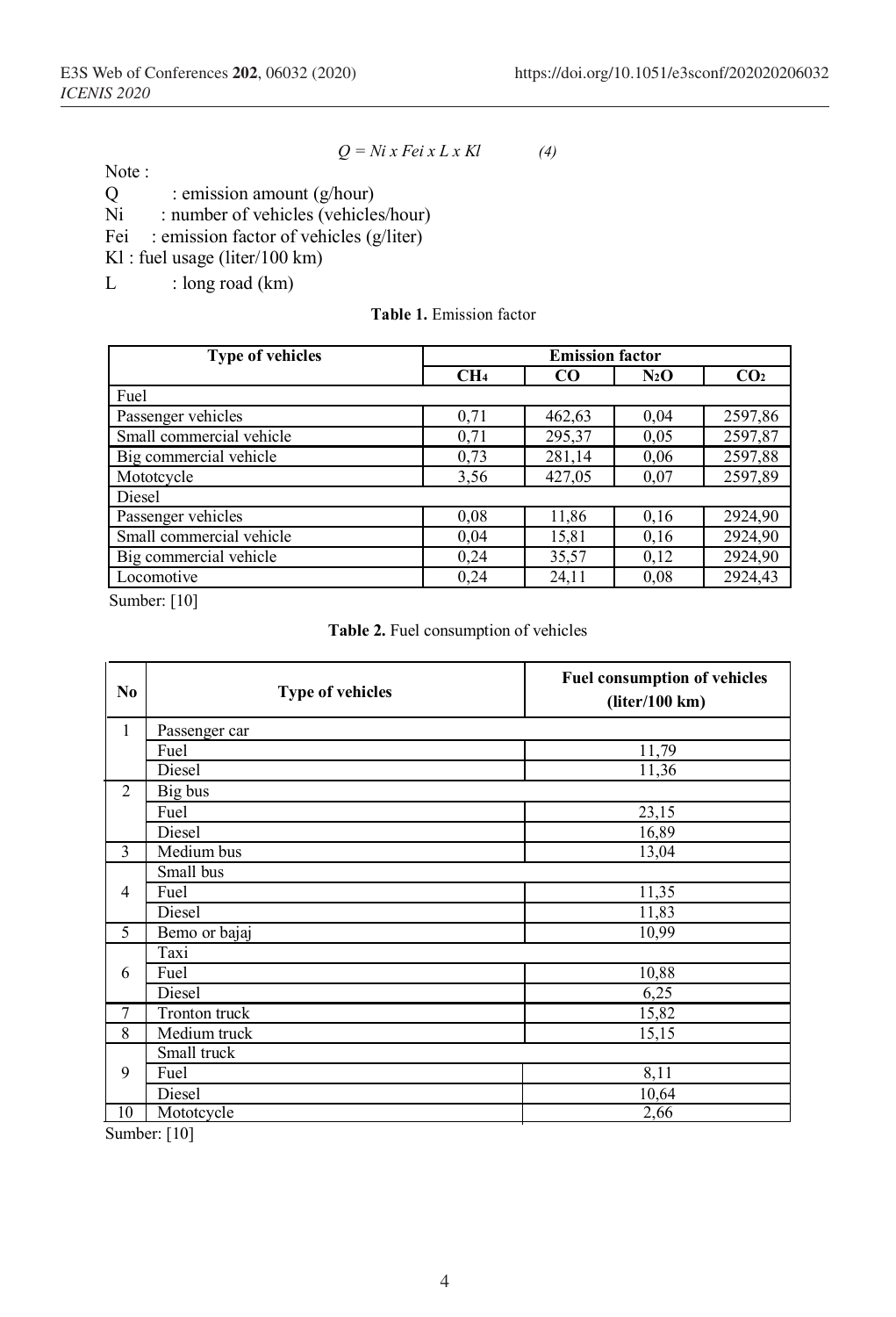$$Q = Ni \times Fei \times L \times Kl \qquad (4)$$

Note :

Q : emission amount (g/hour)

Ni : number of vehicles (vehicles/hour)

Fei : emission factor of vehicles (g/liter)

Kl : fuel usage (liter/100 km)

L : long road (km)

**Table 1.** Emission factor

| Type of vehicles | Emission factor | | | |
|---|---|---|---|---|
| | $CH_4$ | CO | $N_2O$ | $CO_2$ |
| Fuel | | | | |
| Passenger vehicles | 0,71 | 462,63 | 0,04 | 2597,86 |
| Small commercial vehicle | 0,71 | 295,37 | 0,05 | 2597,87 |
| Big commercial vehicle | 0,73 | 281,14 | 0,06 | 2597,88 |
| Mototcycle | 3,56 | 427,05 | 0,07 | 2597,89 |
| Diesel | | | | |
| Passenger vehicles | 0,08 | 11,86 | 0,16 | 2924,90 |
| Small commercial vehicle | 0,04 | 15,81 | 0,16 | 2924,90 |
| Big commercial vehicle | 0,24 | 35,57 | 0,12 | 2924,90 |
| Locomotive | 0,24 | 24,11 | 0,08 | 2924,43 |

Sumber: [10]

**Table 2.** Fuel consumption of vehicles

| No | Type of vehicles | Fuel consumption of vehicles (liter/100 km) |
|---|---|---|
| 1 | Passenger car | |
| | Fuel | 11,79 |
| | Diesel | 11,36 |
| 2 | Big bus | |
| | Fuel | 23,15 |
| | Diesel | 16,89 |
| 3 | Medium bus | 13,04 |
| 4 | Small bus | |
| | Fuel | 11,35 |
| | Diesel | 11,83 |
| 5 | Bemo or bajaj | 10,99 |
| 6 | Taxi | |
| | Fuel | 10,88 |
| | Diesel | 6,25 |
| 7 | Tronton truck | 15,82 |
| 8 | Medium truck | 15,15 |
| 9 | Small truck | |
| | Fuel | 8,11 |
| | Diesel | 10,64 |
| 10 | Mototcycle | 2,66 |

Sumber: [10]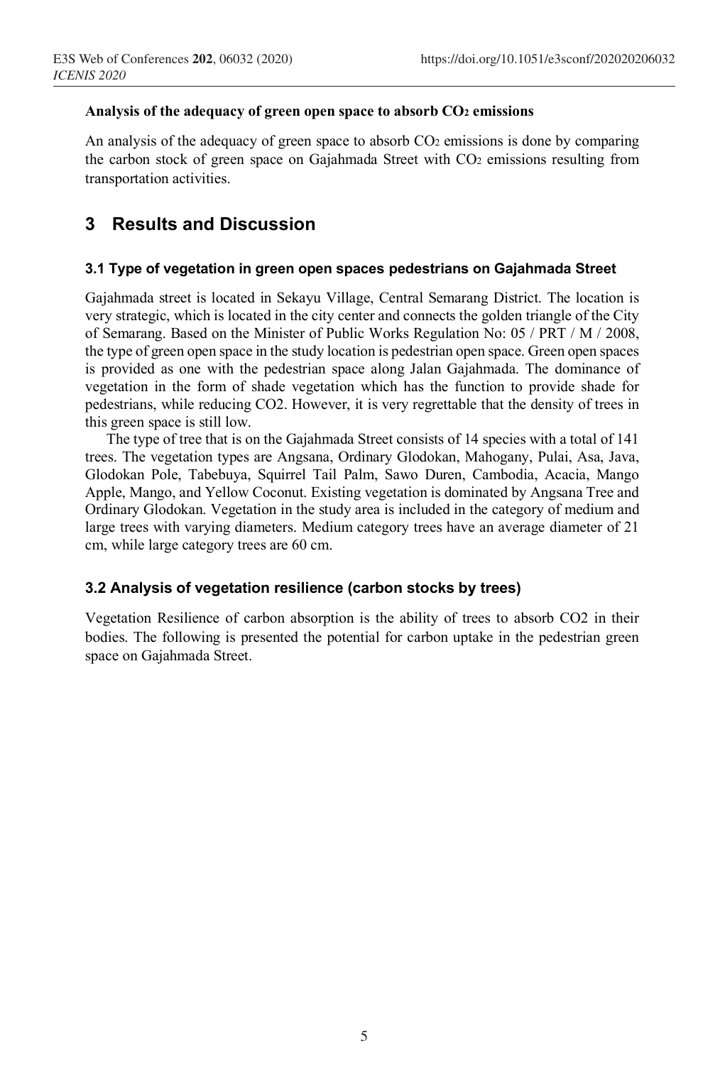**Analysis of the adequacy of green open space to absorb $CO_2$ emissions**

An analysis of the adequacy of green space to absorb $CO_2$ emissions is done by comparing the carbon stock of green space on Gajahmada Street with $CO_2$ emissions resulting from transportation activities.

# 3 Results and Discussion

## 3.1 Type of vegetation in green open spaces pedestrians on Gajahmada Street

Gajahmada street is located in Sekayu Village, Central Semarang District. The location is very strategic, which is located in the city center and connects the golden triangle of the City of Semarang. Based on the Minister of Public Works Regulation No: 05 / PRT / M / 2008, the type of green open space in the study location is pedestrian open space. Green open spaces is provided as one with the pedestrian space along Jalan Gajahmada. The dominance of vegetation in the form of shade vegetation which has the function to provide shade for pedestrians, while reducing CO2. However, it is very regrettable that the density of trees in this green space is still low.

The type of tree that is on the Gajahmada Street consists of 14 species with a total of 141 trees. The vegetation types are Angsana, Ordinary Glodokan, Mahogany, Pulai, Asa, Java, Glodokan Pole, Tabebuya, Squirrel Tail Palm, Sawo Duren, Cambodia, Acacia, Mango Apple, Mango, and Yellow Coconut. Existing vegetation is dominated by Angsana Tree and Ordinary Glodokan. Vegetation in the study area is included in the category of medium and large trees with varying diameters. Medium category trees have an average diameter of 21 cm, while large category trees are 60 cm.

## 3.2 Analysis of vegetation resilience (carbon stocks by trees)

Vegetation Resilience of carbon absorption is the ability of trees to absorb CO2 in their bodies. The following is presented the potential for carbon uptake in the pedestrian green space on Gajahmada Street.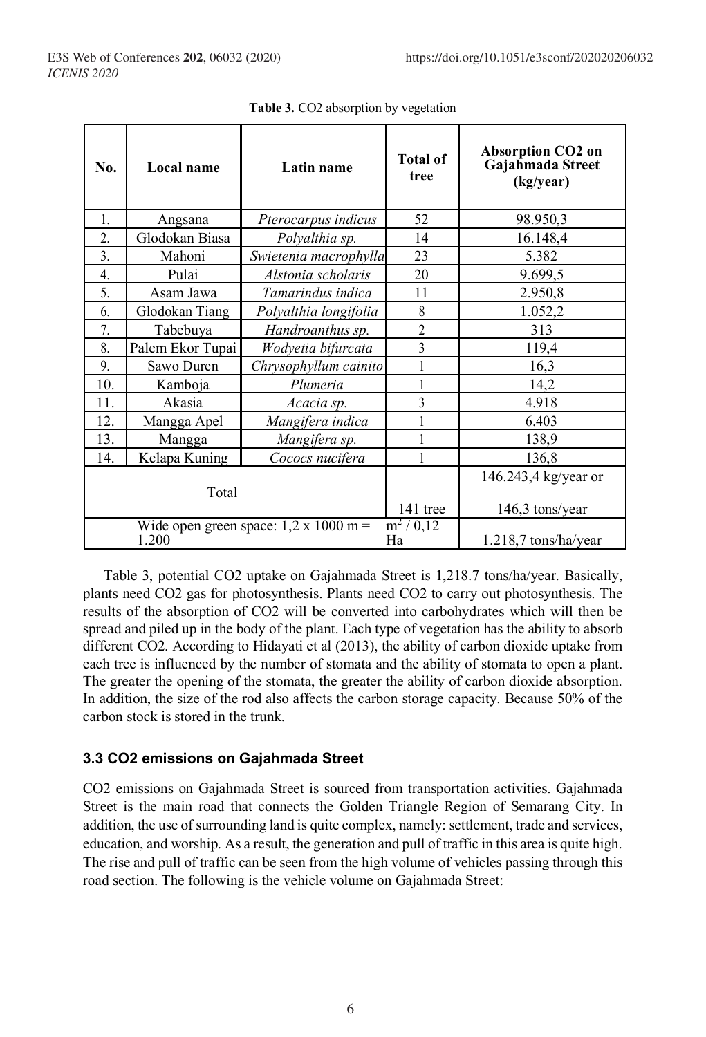**Table 3.** CO2 absorption by vegetation

| No. | Local name | Latin name | Total of tree | Absorption CO2 on Gajahmada Street (kg/year) |
|---|---|---|---|---|
| 1. | Angsana | *Pterocarpus indicus* | 52 | 98.950,3 |
| 2. | Glodokan Biasa | *Polyalthia sp.* | 14 | 16.148,4 |
| 3. | Mahoni | *Swietenia macrophylla* | 23 | 5.382 |
| 4. | Pulai | *Alstonia scholaris* | 20 | 9.699,5 |
| 5. | Asam Jawa | *Tamarindus indica* | 11 | 2.950,8 |
| 6. | Glodokan Tiang | *Polyalthia longifolia* | 8 | 1.052,2 |
| 7. | Tabebuya | *Handroanthus sp.* | 2 | 313 |
| 8. | Palem Ekor Tupai | *Wodyetia bifurcata* | 3 | 119,4 |
| 9. | Sawo Duren | *Chrysophyllum cainito* | 1 | 16,3 |
| 10. | Kamboja | *Plumeria* | 1 | 14,2 |
| 11. | Akasia | *Acacia sp.* | 3 | 4.918 |
| 12. | Mangga Apel | *Mangifera indica* | 1 | 6.403 |
| 13. | Mangga | *Mangifera sp.* | 1 | 138,9 |
| 14. | Kelapa Kuning | *Cococs nucifera* | 1 | 136,8 |
| Total | | | 141 tree | 146.243,4 kg/year or 146,3 tons/year |
| Wide open green space: 1,2 x 1000 m = 1.200 | | | $m^2$ / 0,12 Ha | 1.218,7 tons/ha/year |

Table 3, potential CO2 uptake on Gajahmada Street is 1,218.7 tons/ha/year. Basically, plants need CO2 gas for photosynthesis. Plants need CO2 to carry out photosynthesis. The results of the absorption of CO2 will be converted into carbohydrates which will then be spread and piled up in the body of the plant. Each type of vegetation has the ability to absorb different CO2. According to Hidayati et al (2013), the ability of carbon dioxide uptake from each tree is influenced by the number of stomata and the ability of stomata to open a plant. The greater the opening of the stomata, the greater the ability of carbon dioxide absorption. In addition, the size of the rod also affects the carbon storage capacity. Because 50% of the carbon stock is stored in the trunk.

### 3.3 CO2 emissions on Gajahmada Street

CO2 emissions on Gajahmada Street is sourced from transportation activities. Gajahmada Street is the main road that connects the Golden Triangle Region of Semarang City. In addition, the use of surrounding land is quite complex, namely: settlement, trade and services, education, and worship. As a result, the generation and pull of traffic in this area is quite high. The rise and pull of traffic can be seen from the high volume of vehicles passing through this road section. The following is the vehicle volume on Gajahmada Street: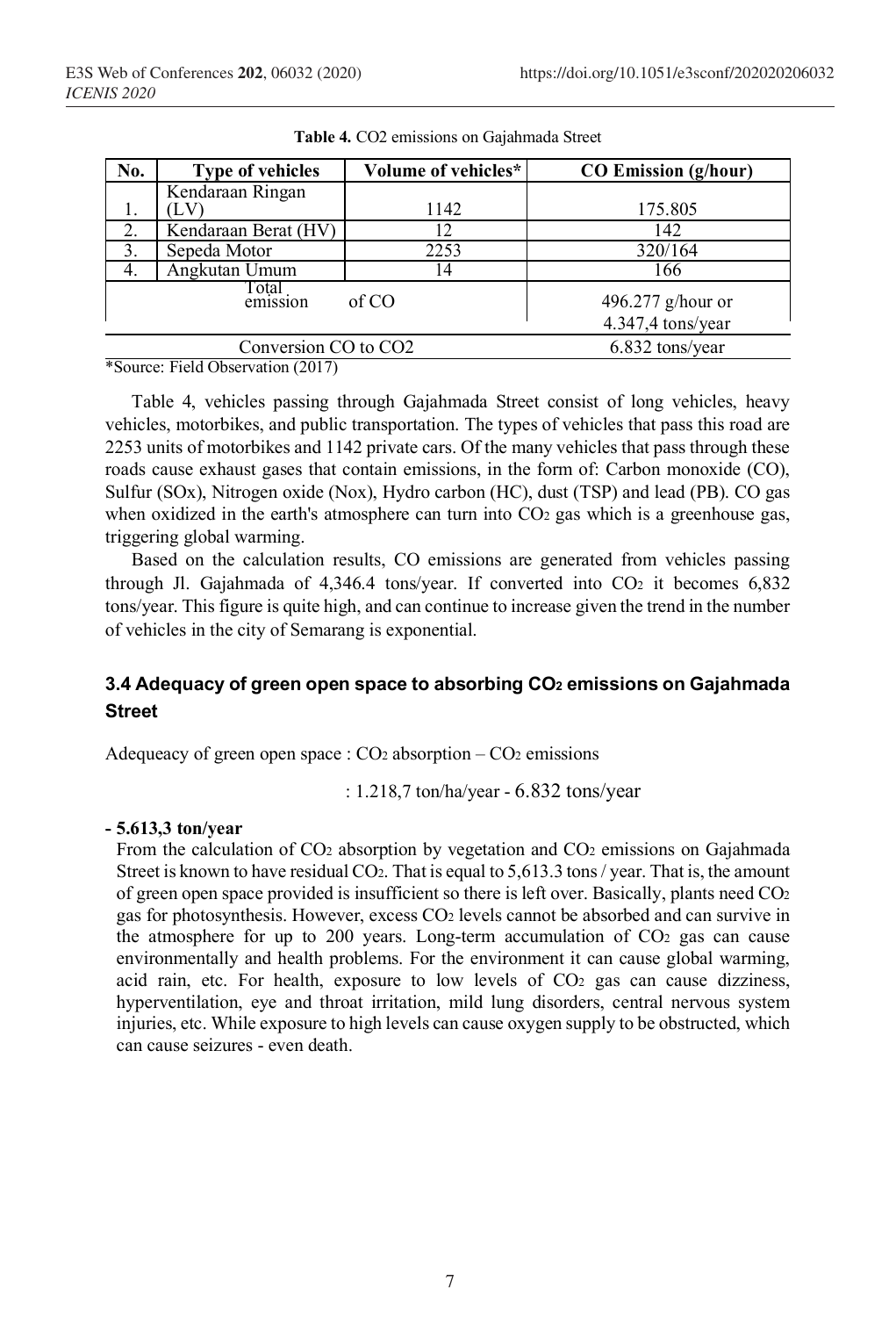**Table 4.** CO2 emissions on Gajahmada Street

| No. | Type of vehicles | Volume of vehicles* | CO Emission (g/hour) |
|---|---|---|---|
| 1. | Kendaraan Ringan (LV) | 1142 | 175.805 |
| 2. | Kendaraan Berat (HV) | 12 | 142 |
| 3. | Sepeda Motor | 2253 | 320/164 |
| 4. | Angkutan Umum | 14 | 166 |
| Total emission of CO | | | 496.277 g/hour or 4.347,4 tons/year |
| Conversion CO to CO2 | | | 6.832 tons/year |

*Source: Field Observation (2017)

Table 4, vehicles passing through Gajahmada Street consist of long vehicles, heavy vehicles, motorbikes, and public transportation. The types of vehicles that pass this road are 2253 units of motorbikes and 1142 private cars. Of the many vehicles that pass through these roads cause exhaust gases that contain emissions, in the form of: Carbon monoxide (CO), Sulfur (SOx), Nitrogen oxide (Nox), Hydro carbon (HC), dust (TSP) and lead (PB). CO gas when oxidized in the earth's atmosphere can turn into $CO_2$ gas which is a greenhouse gas, triggering global warming.

Based on the calculation results, CO emissions are generated from vehicles passing through Jl. Gajahmada of 4,346.4 tons/year. If converted into $CO_2$ it becomes 6,832 tons/year. This figure is quite high, and can continue to increase given the trend in the number of vehicles in the city of Semarang is exponential.

## 3.4 Adequacy of green open space to absorbing $CO_2$ emissions on Gajahmada Street

Adequeacy of green open space : $CO_2$ absorption – $CO_2$ emissions

: 1.218,7 ton/ha/year - 6.832 tons/year

**- 5.613,3 ton/year**

From the calculation of $CO_2$ absorption by vegetation and $CO_2$ emissions on Gajahmada Street is known to have residual $CO_2$. That is equal to 5,613.3 tons / year. That is, the amount of green open space provided is insufficient so there is left over. Basically, plants need $CO_2$ gas for photosynthesis. However, excess $CO_2$ levels cannot be absorbed and can survive in the atmosphere for up to 200 years. Long-term accumulation of $CO_2$ gas can cause environmentally and health problems. For the environment it can cause global warming, acid rain, etc. For health, exposure to low levels of $CO_2$ gas can cause dizziness, hyperventilation, eye and throat irritation, mild lung disorders, central nervous system injuries, etc. While exposure to high levels can cause oxygen supply to be obstructed, which can cause seizures - even death.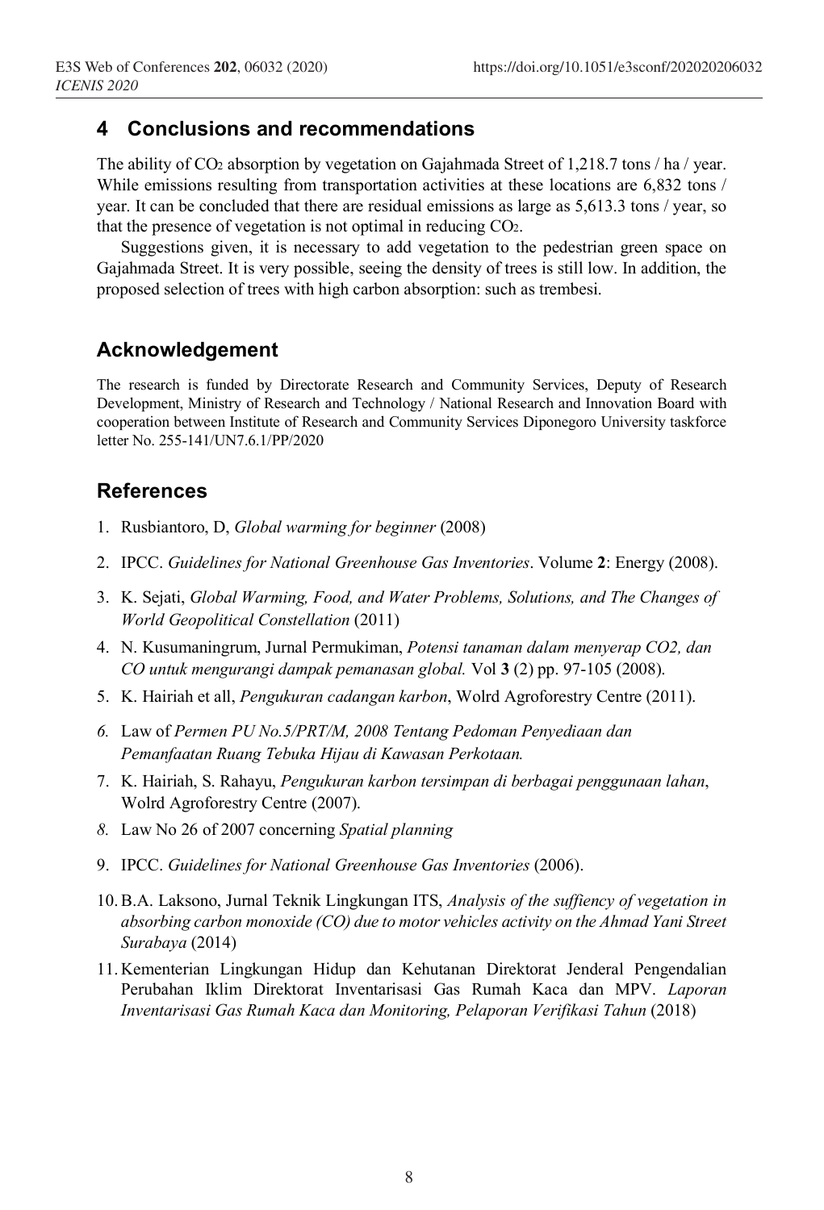## 4 Conclusions and recommendations

The ability of $CO_2$ absorption by vegetation on Gajahmada Street of 1,218.7 tons / ha / year. While emissions resulting from transportation activities at these locations are 6,832 tons / year. It can be concluded that there are residual emissions as large as 5,613.3 tons / year, so that the presence of vegetation is not optimal in reducing $CO_2$.

Suggestions given, it is necessary to add vegetation to the pedestrian green space on Gajahmada Street. It is very possible, seeing the density of trees is still low. In addition, the proposed selection of trees with high carbon absorption: such as trembesi.

## Acknowledgement

The research is funded by Directorate Research and Community Services, Deputy of Research Development, Ministry of Research and Technology / National Research and Innovation Board with cooperation between Institute of Research and Community Services Diponegoro University taskforce letter No. 255-141/UN7.6.1/PP/2020

## References

1. Rusbiantoro, D, *Global warming for beginner* (2008)
2. IPCC. *Guidelines for National Greenhouse Gas Inventories*. Volume **2**: Energy (2008).
3. K. Sejati, *Global Warming, Food, and Water Problems, Solutions, and The Changes of World Geopolitical Constellation* (2011)
4. N. Kusumaningrum, Jurnal Permukiman, *Potensi tanaman dalam menyerap CO2, dan CO untuk mengurangi dampak pemanasan global.* Vol **3** (2) pp. 97-105 (2008).
5. K. Hairiah et all, *Pengukuran cadangan karbon*, Wolrd Agroforestry Centre (2011).
6. Law of *Permen PU No.5/PRT/M, 2008 Tentang Pedoman Penyediaan dan Pemanfaatan Ruang Tebuka Hijau di Kawasan Perkotaan.*
7. K. Hairiah, S. Rahayu, *Pengukuran karbon tersimpan di berbagai penggunaan lahan*, Wolrd Agroforestry Centre (2007).
8. Law No 26 of 2007 concerning *Spatial planning*
9. IPCC. *Guidelines for National Greenhouse Gas Inventories* (2006).
10. B.A. Laksono, Jurnal Teknik Lingkungan ITS, *Analysis of the suffiency of vegetation in absorbing carbon monoxide (CO) due to motor vehicles activity on the Ahmad Yani Street Surabaya* (2014)
11. Kementerian Lingkungan Hidup dan Kehutanan Direktorat Jenderal Pengendalian Perubahan Iklim Direktorat Inventarisasi Gas Rumah Kaca dan MPV. *Laporan Inventarisasi Gas Rumah Kaca dan Monitoring, Pelaporan Verifikasi Tahun* (2018)